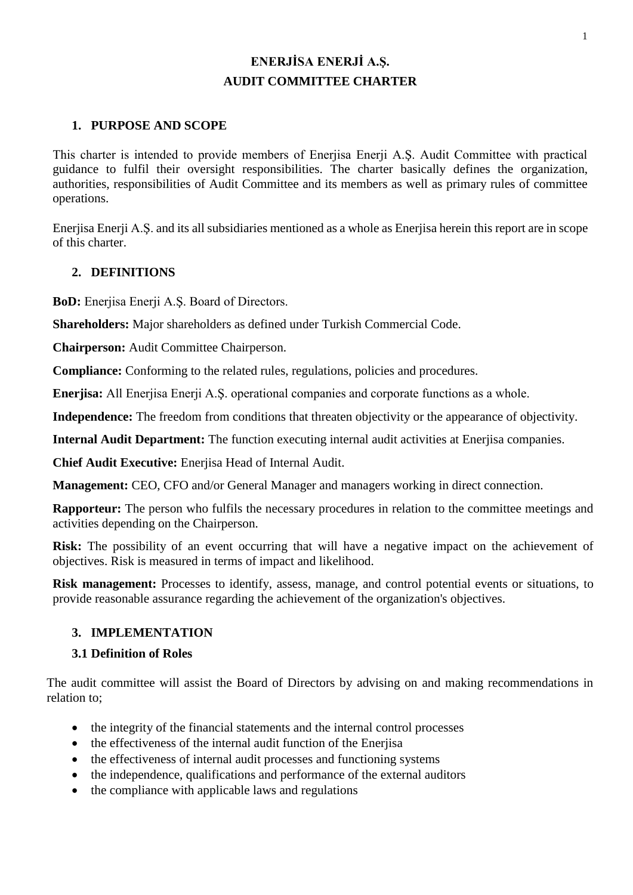# ENERJİSA ENERJİ A.Ş.
# AUDIT COMMITTEE CHARTER

## 1. PURPOSE AND SCOPE

This charter is intended to provide members of Enerjisa Enerji A.Ş. Audit Committee with practical guidance to fulfil their oversight responsibilities. The charter basically defines the organization, authorities, responsibilities of Audit Committee and its members as well as primary rules of committee operations.

Enerjisa Enerji A.Ş. and its all subsidiaries mentioned as a whole as Enerjisa herein this report are in scope of this charter.

## 2. DEFINITIONS

**BoD:** Enerjisa Enerji A.Ş. Board of Directors.

**Shareholders:** Major shareholders as defined under Turkish Commercial Code.

**Chairperson:** Audit Committee Chairperson.

**Compliance:** Conforming to the related rules, regulations, policies and procedures.

**Enerjisa:** All Enerjisa Enerji A.Ş. operational companies and corporate functions as a whole.

**Independence:** The freedom from conditions that threaten objectivity or the appearance of objectivity.

**Internal Audit Department:** The function executing internal audit activities at Enerjisa companies.

**Chief Audit Executive:** Enerjisa Head of Internal Audit.

**Management:** CEO, CFO and/or General Manager and managers working in direct connection.

**Rapporteur:** The person who fulfils the necessary procedures in relation to the committee meetings and activities depending on the Chairperson.

**Risk:** The possibility of an event occurring that will have a negative impact on the achievement of objectives. Risk is measured in terms of impact and likelihood.

**Risk management:** Processes to identify, assess, manage, and control potential events or situations, to provide reasonable assurance regarding the achievement of the organization's objectives.

## 3. IMPLEMENTATION

### 3.1 Definition of Roles

The audit committee will assist the Board of Directors by advising on and making recommendations in relation to;

- the integrity of the financial statements and the internal control processes
- the effectiveness of the internal audit function of the Enerjisa
- the effectiveness of internal audit processes and functioning systems
- the independence, qualifications and performance of the external auditors
- the compliance with applicable laws and regulations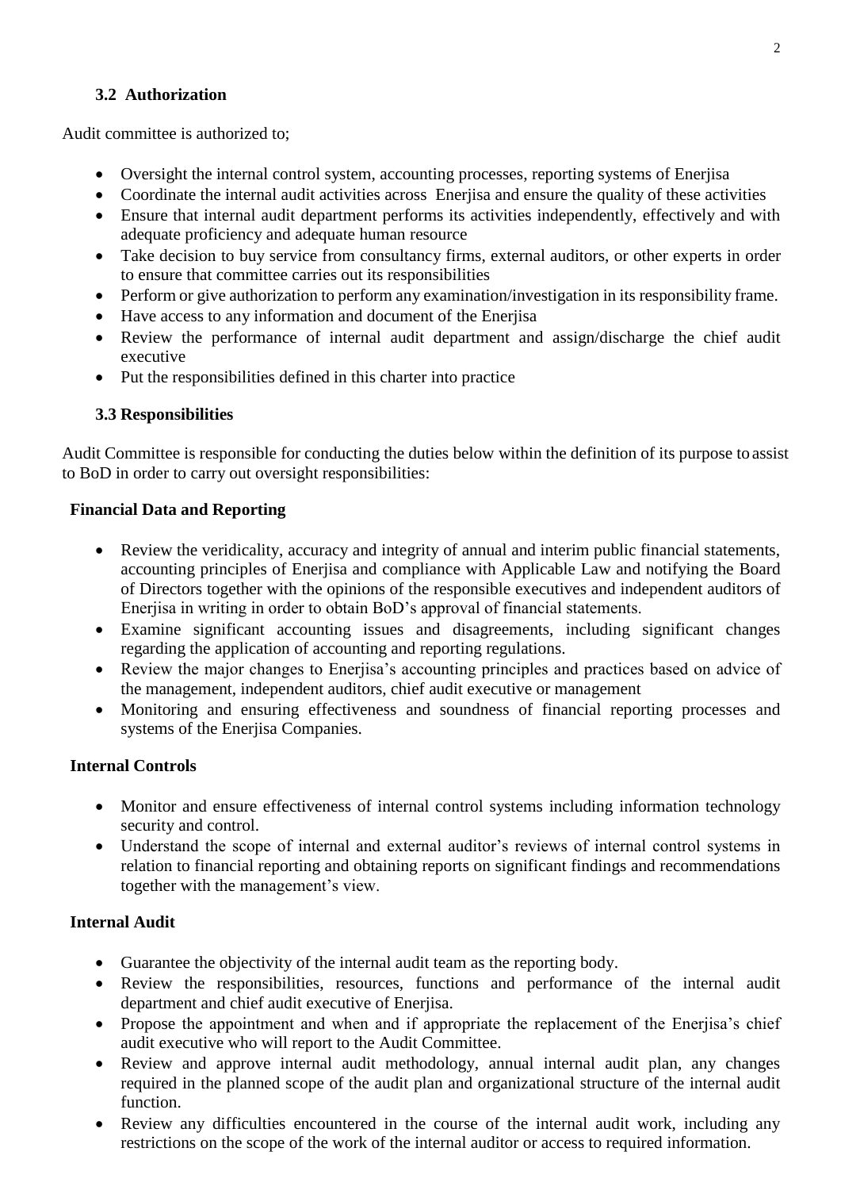### 3.2 Authorization

Audit committee is authorized to;

- Oversight the internal control system, accounting processes, reporting systems of Enerjisa
- Coordinate the internal audit activities across Enerjisa and ensure the quality of these activities
- Ensure that internal audit department performs its activities independently, effectively and with adequate proficiency and adequate human resource
- Take decision to buy service from consultancy firms, external auditors, or other experts in order to ensure that committee carries out its responsibilities
- Perform or give authorization to perform any examination/investigation in its responsibility frame.
- Have access to any information and document of the Enerjisa
- Review the performance of internal audit department and assign/discharge the chief audit executive
- Put the responsibilities defined in this charter into practice

### 3.3 Responsibilities

Audit Committee is responsible for conducting the duties below within the definition of its purpose to assist to BoD in order to carry out oversight responsibilities:

**Financial Data and Reporting**

- Review the veridicality, accuracy and integrity of annual and interim public financial statements, accounting principles of Enerjisa and compliance with Applicable Law and notifying the Board of Directors together with the opinions of the responsible executives and independent auditors of Enerjisa in writing in order to obtain BoD's approval of financial statements.
- Examine significant accounting issues and disagreements, including significant changes regarding the application of accounting and reporting regulations.
- Review the major changes to Enerjisa's accounting principles and practices based on advice of the management, independent auditors, chief audit executive or management
- Monitoring and ensuring effectiveness and soundness of financial reporting processes and systems of the Enerjisa Companies.

**Internal Controls**

- Monitor and ensure effectiveness of internal control systems including information technology security and control.
- Understand the scope of internal and external auditor's reviews of internal control systems in relation to financial reporting and obtaining reports on significant findings and recommendations together with the management's view.

**Internal Audit**

- Guarantee the objectivity of the internal audit team as the reporting body.
- Review the responsibilities, resources, functions and performance of the internal audit department and chief audit executive of Enerjisa.
- Propose the appointment and when and if appropriate the replacement of the Enerjisa's chief audit executive who will report to the Audit Committee.
- Review and approve internal audit methodology, annual internal audit plan, any changes required in the planned scope of the audit plan and organizational structure of the internal audit function.
- Review any difficulties encountered in the course of the internal audit work, including any restrictions on the scope of the work of the internal auditor or access to required information.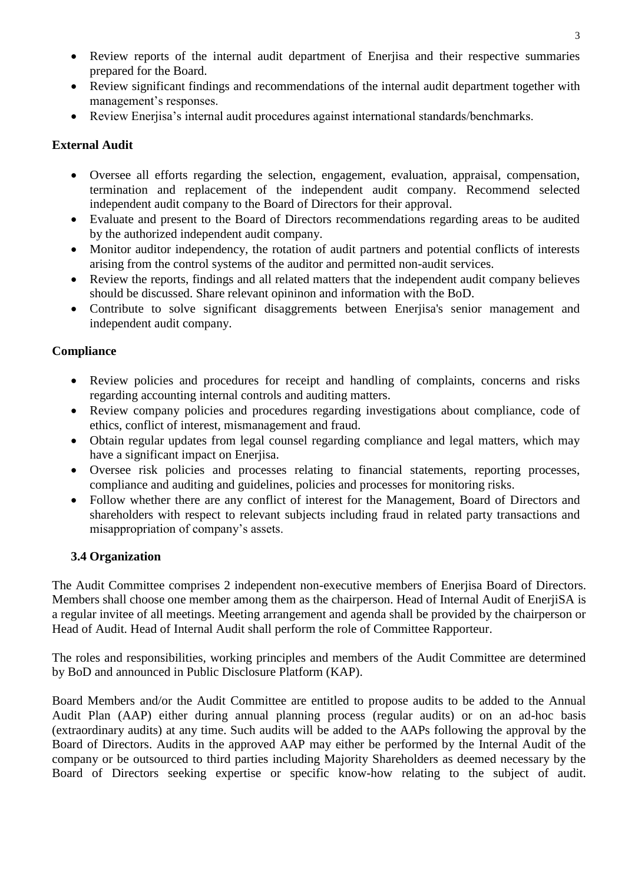- Review reports of the internal audit department of Enerjisa and their respective summaries prepared for the Board.
- Review significant findings and recommendations of the internal audit department together with management's responses.
- Review Enerjisa's internal audit procedures against international standards/benchmarks.

**External Audit**

- Oversee all efforts regarding the selection, engagement, evaluation, appraisal, compensation, termination and replacement of the independent audit company. Recommend selected independent audit company to the Board of Directors for their approval.
- Evaluate and present to the Board of Directors recommendations regarding areas to be audited by the authorized independent audit company.
- Monitor auditor independency, the rotation of audit partners and potential conflicts of interests arising from the control systems of the auditor and permitted non-audit services.
- Review the reports, findings and all related matters that the independent audit company believes should be discussed. Share relevant opininon and information with the BoD.
- Contribute to solve significant disaggrements between Enerjisa's senior management and independent audit company.

**Compliance**

- Review policies and procedures for receipt and handling of complaints, concerns and risks regarding accounting internal controls and auditing matters.
- Review company policies and procedures regarding investigations about compliance, code of ethics, conflict of interest, mismanagement and fraud.
- Obtain regular updates from legal counsel regarding compliance and legal matters, which may have a significant impact on Enerjisa.
- Oversee risk policies and processes relating to financial statements, reporting processes, compliance and auditing and guidelines, policies and processes for monitoring risks.
- Follow whether there are any conflict of interest for the Management, Board of Directors and shareholders with respect to relevant subjects including fraud in related party transactions and misappropriation of company's assets.

### 3.4 Organization

The Audit Committee comprises 2 independent non-executive members of Enerjisa Board of Directors. Members shall choose one member among them as the chairperson. Head of Internal Audit of EnerjiSA is a regular invitee of all meetings. Meeting arrangement and agenda shall be provided by the chairperson or Head of Audit. Head of Internal Audit shall perform the role of Committee Rapporteur.

The roles and responsibilities, working principles and members of the Audit Committee are determined by BoD and announced in Public Disclosure Platform (KAP).

Board Members and/or the Audit Committee are entitled to propose audits to be added to the Annual Audit Plan (AAP) either during annual planning process (regular audits) or on an ad-hoc basis (extraordinary audits) at any time. Such audits will be added to the AAPs following the approval by the Board of Directors. Audits in the approved AAP may either be performed by the Internal Audit of the company or be outsourced to third parties including Majority Shareholders as deemed necessary by the Board of Directors seeking expertise or specific know-how relating to the subject of audit.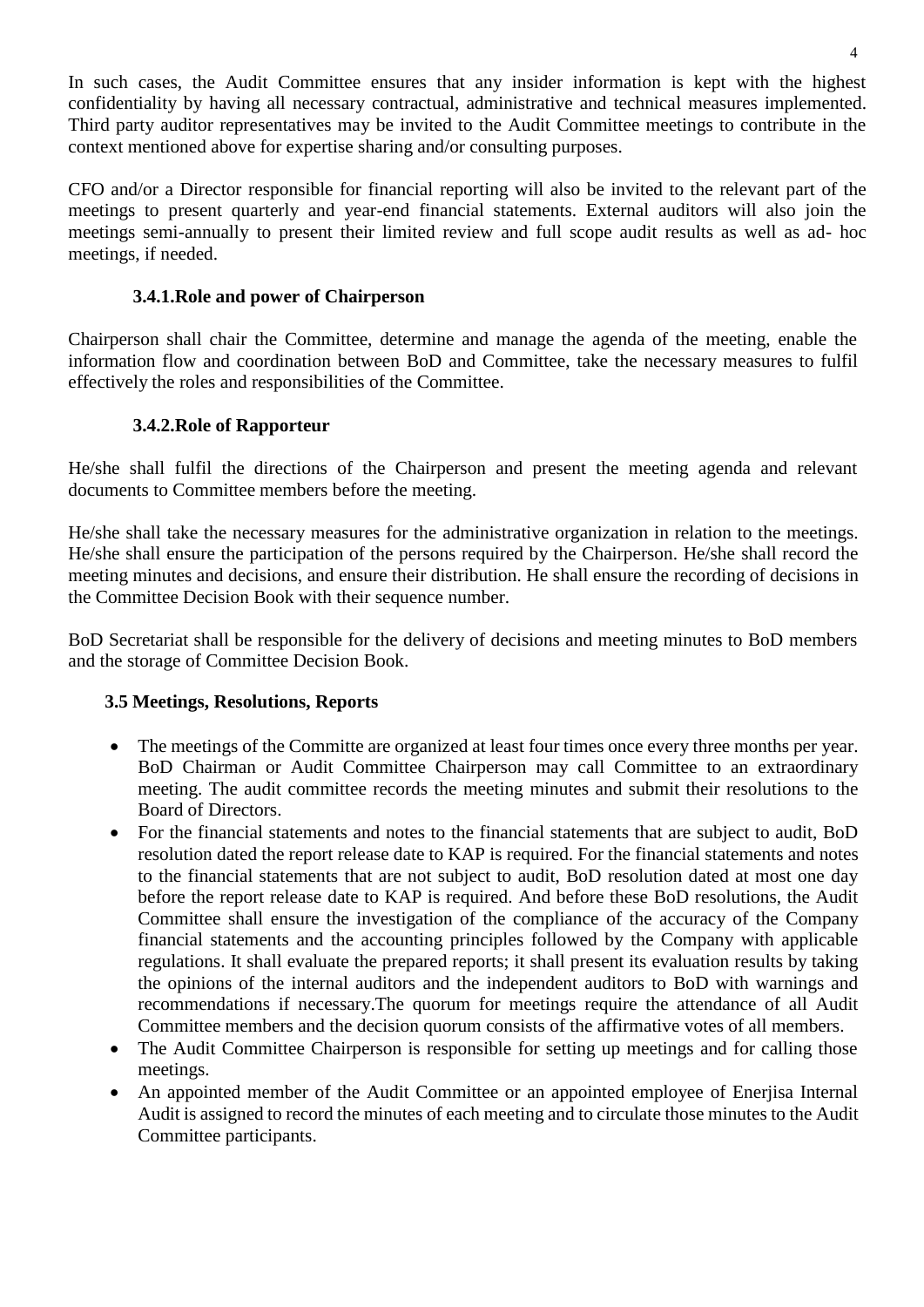In such cases, the Audit Committee ensures that any insider information is kept with the highest confidentiality by having all necessary contractual, administrative and technical measures implemented. Third party auditor representatives may be invited to the Audit Committee meetings to contribute in the context mentioned above for expertise sharing and/or consulting purposes.

CFO and/or a Director responsible for financial reporting will also be invited to the relevant part of the meetings to present quarterly and year-end financial statements. External auditors will also join the meetings semi-annually to present their limited review and full scope audit results as well as ad- hoc meetings, if needed.

#### 3.4.1.Role and power of Chairperson

Chairperson shall chair the Committee, determine and manage the agenda of the meeting, enable the information flow and coordination between BoD and Committee, take the necessary measures to fulfil effectively the roles and responsibilities of the Committee.

#### 3.4.2.Role of Rapporteur

He/she shall fulfil the directions of the Chairperson and present the meeting agenda and relevant documents to Committee members before the meeting.

He/she shall take the necessary measures for the administrative organization in relation to the meetings. He/she shall ensure the participation of the persons required by the Chairperson. He/she shall record the meeting minutes and decisions, and ensure their distribution. He shall ensure the recording of decisions in the Committee Decision Book with their sequence number.

BoD Secretariat shall be responsible for the delivery of decisions and meeting minutes to BoD members and the storage of Committee Decision Book.

### 3.5 Meetings, Resolutions, Reports

- The meetings of the Committe are organized at least four times once every three months per year. BoD Chairman or Audit Committee Chairperson may call Committee to an extraordinary meeting. The audit committee records the meeting minutes and submit their resolutions to the Board of Directors.
- For the financial statements and notes to the financial statements that are subject to audit, BoD resolution dated the report release date to KAP is required. For the financial statements and notes to the financial statements that are not subject to audit, BoD resolution dated at most one day before the report release date to KAP is required. And before these BoD resolutions, the Audit Committee shall ensure the investigation of the compliance of the accuracy of the Company financial statements and the accounting principles followed by the Company with applicable regulations. It shall evaluate the prepared reports; it shall present its evaluation results by taking the opinions of the internal auditors and the independent auditors to BoD with warnings and recommendations if necessary.The quorum for meetings require the attendance of all Audit Committee members and the decision quorum consists of the affirmative votes of all members.
- The Audit Committee Chairperson is responsible for setting up meetings and for calling those meetings.
- An appointed member of the Audit Committee or an appointed employee of Enerjisa Internal Audit is assigned to record the minutes of each meeting and to circulate those minutes to the Audit Committee participants.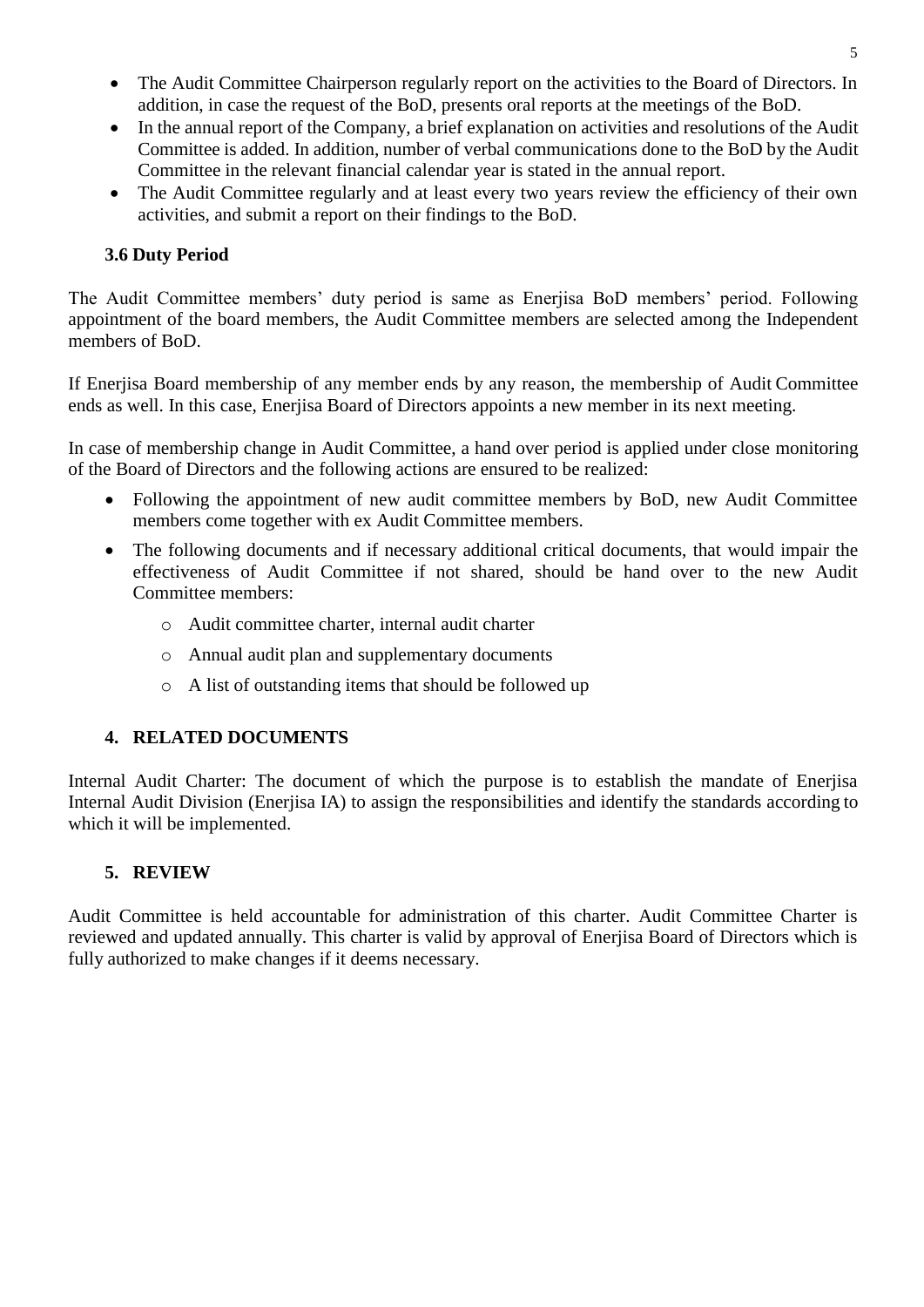- The Audit Committee Chairperson regularly report on the activities to the Board of Directors. In addition, in case the request of the BoD, presents oral reports at the meetings of the BoD.
- In the annual report of the Company, a brief explanation on activities and resolutions of the Audit Committee is added. In addition, number of verbal communications done to the BoD by the Audit Committee in the relevant financial calendar year is stated in the annual report.
- The Audit Committee regularly and at least every two years review the efficiency of their own activities, and submit a report on their findings to the BoD.

### 3.6 Duty Period

The Audit Committee members' duty period is same as Enerjisa BoD members' period. Following appointment of the board members, the Audit Committee members are selected among the Independent members of BoD.

If Enerjisa Board membership of any member ends by any reason, the membership of Audit Committee ends as well. In this case, Enerjisa Board of Directors appoints a new member in its next meeting.

In case of membership change in Audit Committee, a hand over period is applied under close monitoring of the Board of Directors and the following actions are ensured to be realized:

- Following the appointment of new audit committee members by BoD, new Audit Committee members come together with ex Audit Committee members.
- The following documents and if necessary additional critical documents, that would impair the effectiveness of Audit Committee if not shared, should be hand over to the new Audit Committee members:
  - Audit committee charter, internal audit charter
  - Annual audit plan and supplementary documents
  - A list of outstanding items that should be followed up

## 4. RELATED DOCUMENTS

Internal Audit Charter: The document of which the purpose is to establish the mandate of Enerjisa Internal Audit Division (Enerjisa IA) to assign the responsibilities and identify the standards according to which it will be implemented.

## 5. REVIEW

Audit Committee is held accountable for administration of this charter. Audit Committee Charter is reviewed and updated annually. This charter is valid by approval of Enerjisa Board of Directors which is fully authorized to make changes if it deems necessary.